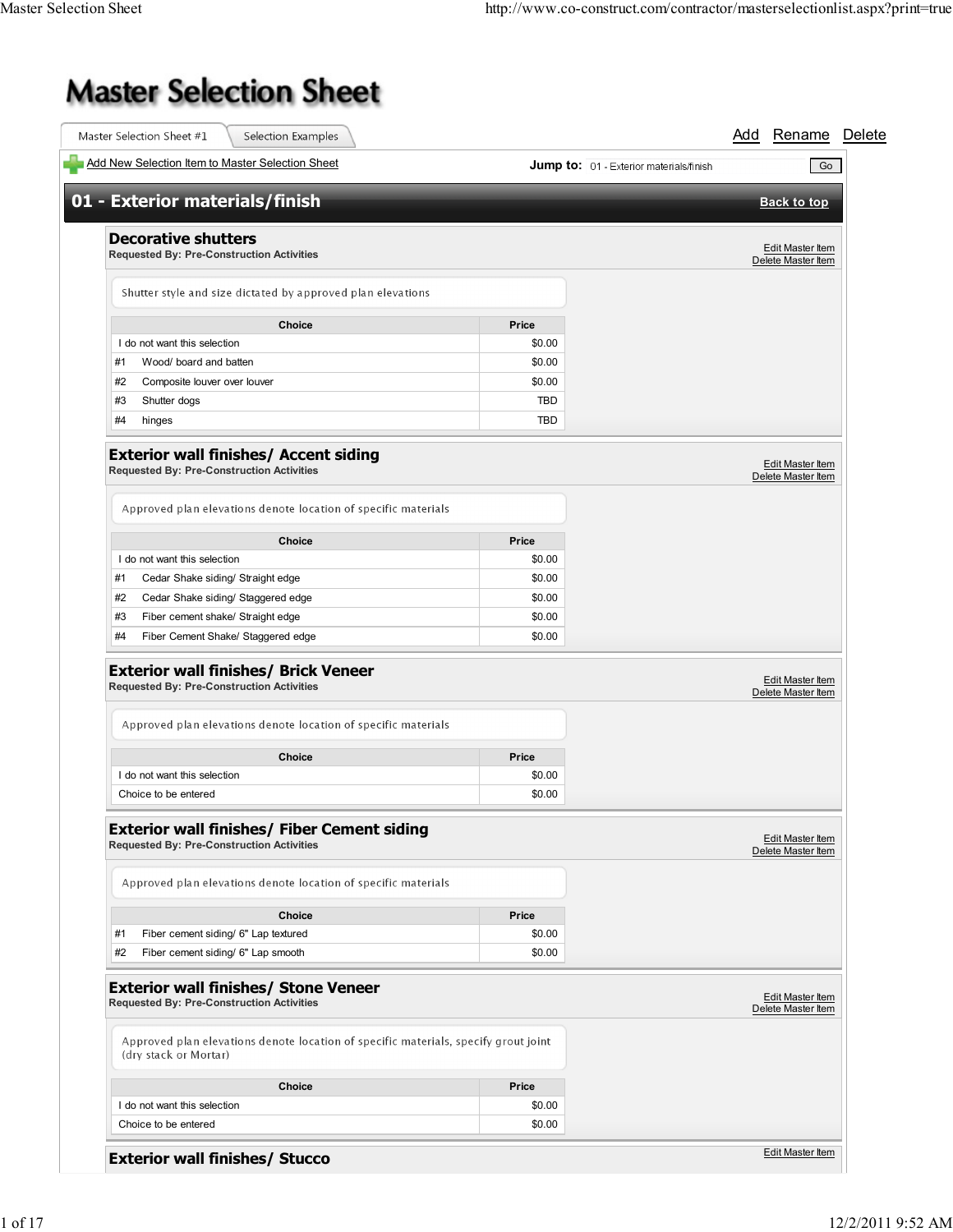# Master Selection Sheet

Master Selection Sheet #1 | Selection Examples

Add Rename Delete

Add New Selection Item to Master Selection Sheet

**Jump to:** 01 - Exterior materials/finish Go

## 01 - Exterior materials/finish

Back to top

### Decorative shutters

**Requested By: Pre-Construction Activities**

Edit Master Item
Delete Master Item

Shutter style and size dictated by approved plan elevations

| Choice | Price |
|---|---|
| I do not want this selection | $0.00 |
| #1 Wood/ board and batten | $0.00 |
| #2 Composite louver over louver | $0.00 |
| #3 Shutter dogs | TBD |
| #4 hinges | TBD |

### Exterior wall finishes/ Accent siding

**Requested By: Pre-Construction Activities**

Edit Master Item
Delete Master Item

Approved plan elevations denote location of specific materials

| Choice | Price |
|---|---|
| I do not want this selection | $0.00 |
| #1 Cedar Shake siding/ Straight edge | $0.00 |
| #2 Cedar Shake siding/ Staggered edge | $0.00 |
| #3 Fiber cement shake/ Straight edge | $0.00 |
| #4 Fiber Cement Shake/ Staggered edge | $0.00 |

### Exterior wall finishes/ Brick Veneer

**Requested By: Pre-Construction Activities**

Edit Master Item
Delete Master Item

Approved plan elevations denote location of specific materials

| Choice | Price |
|---|---|
| I do not want this selection | $0.00 |
| Choice to be entered | $0.00 |

### Exterior wall finishes/ Fiber Cement siding

**Requested By: Pre-Construction Activities**

Edit Master Item
Delete Master Item

Approved plan elevations denote location of specific materials

| Choice | Price |
|---|---|
| #1 Fiber cement siding/ 6" Lap textured | $0.00 |
| #2 Fiber cement siding/ 6" Lap smooth | $0.00 |

### Exterior wall finishes/ Stone Veneer

**Requested By: Pre-Construction Activities**

Edit Master Item
Delete Master Item

Approved plan elevations denote location of specific materials, specify grout joint (dry stack or Mortar)

| Choice | Price |
|---|---|
| I do not want this selection | $0.00 |
| Choice to be entered | $0.00 |

### Exterior wall finishes/ Stucco

Edit Master Item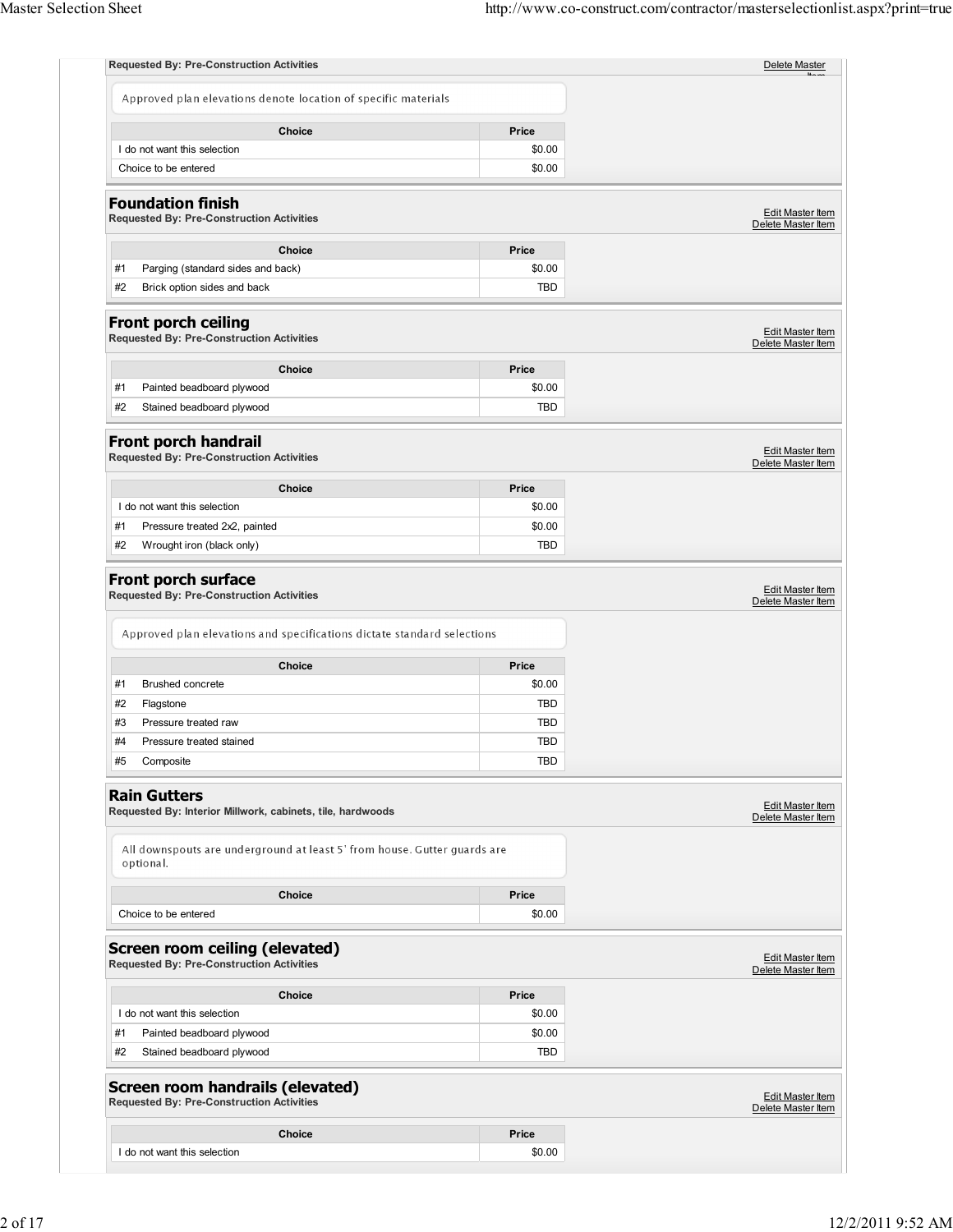**Requested By: Pre-Construction Activities**

Delete Master Item

Approved plan elevations denote location of specific materials

| Choice | Price |
| --- | --- |
| I do not want this selection | $0.00 |
| Choice to be entered | $0.00 |

## Foundation finish

**Requested By: Pre-Construction Activities**

Edit Master Item
Delete Master Item

| | Choice | Price |
| --- | --- | --- |
| #1 | Parging (standard sides and back) | $0.00 |
| #2 | Brick option sides and back | TBD |

## Front porch ceiling

**Requested By: Pre-Construction Activities**

Edit Master Item
Delete Master Item

| | Choice | Price |
| --- | --- | --- |
| #1 | Painted beadboard plywood | $0.00 |
| #2 | Stained beadboard plywood | TBD |

## Front porch handrail

**Requested By: Pre-Construction Activities**

Edit Master Item
Delete Master Item

| | Choice | Price |
| --- | --- | --- |
| | I do not want this selection | $0.00 |
| #1 | Pressure treated 2x2, painted | $0.00 |
| #2 | Wrought iron (black only) | TBD |

## Front porch surface

**Requested By: Pre-Construction Activities**

Edit Master Item
Delete Master Item

Approved plan elevations and specifications dictate standard selections

| | Choice | Price |
| --- | --- | --- |
| #1 | Brushed concrete | $0.00 |
| #2 | Flagstone | TBD |
| #3 | Pressure treated raw | TBD |
| #4 | Pressure treated stained | TBD |
| #5 | Composite | TBD |

## Rain Gutters

**Requested By: Interior Millwork, cabinets, tile, hardwoods**

Edit Master Item
Delete Master Item

All downspouts are underground at least 5' from house. Gutter guards are optional.

| Choice | Price |
| --- | --- |
| Choice to be entered | $0.00 |

## Screen room ceiling (elevated)

**Requested By: Pre-Construction Activities**

Edit Master Item
Delete Master Item

| | Choice | Price |
| --- | --- | --- |
| | I do not want this selection | $0.00 |
| #1 | Painted beadboard plywood | $0.00 |
| #2 | Stained beadboard plywood | TBD |

## Screen room handrails (elevated)

**Requested By: Pre-Construction Activities**

Edit Master Item
Delete Master Item

| Choice | Price |
| --- | --- |
| I do not want this selection | $0.00 |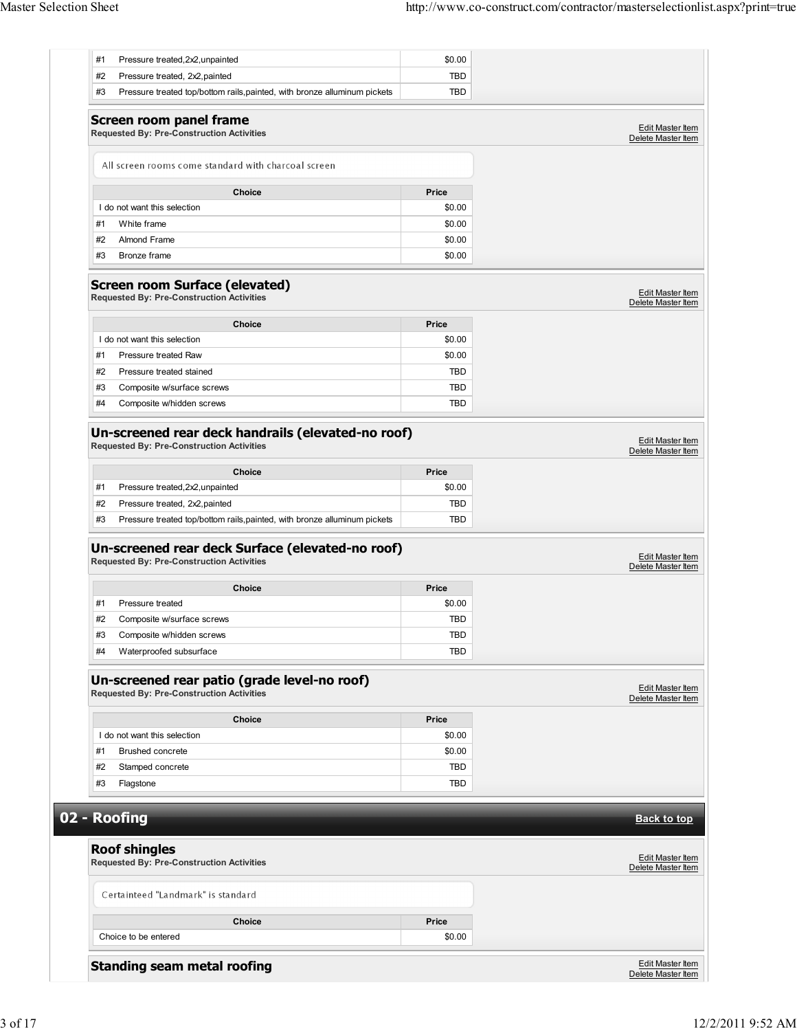| Choice | Price |
| --- | --- |
| #1 Pressure treated,2x2,unpainted | $0.00 |
| #2 Pressure treated, 2x2,painted | TBD |
| #3 Pressure treated top/bottom rails,painted, with bronze alluminum pickets | TBD |

### Screen room panel frame

**Requested By: Pre-Construction Activities**

Edit Master Item
Delete Master Item

All screen rooms come standard with charcoal screen

| Choice | Price |
| --- | --- |
| I do not want this selection | $0.00 |
| #1 White frame | $0.00 |
| #2 Almond Frame | $0.00 |
| #3 Bronze frame | $0.00 |

### Screen room Surface (elevated)

**Requested By: Pre-Construction Activities**

Edit Master Item
Delete Master Item

| Choice | Price |
| --- | --- |
| I do not want this selection | $0.00 |
| #1 Pressure treated Raw | $0.00 |
| #2 Pressure treated stained | TBD |
| #3 Composite w/surface screws | TBD |
| #4 Composite w/hidden screws | TBD |

### Un-screened rear deck handrails (elevated-no roof)

**Requested By: Pre-Construction Activities**

Edit Master Item
Delete Master Item

| Choice | Price |
| --- | --- |
| #1 Pressure treated,2x2,unpainted | $0.00 |
| #2 Pressure treated, 2x2,painted | TBD |
| #3 Pressure treated top/bottom rails,painted, with bronze alluminum pickets | TBD |

### Un-screened rear deck Surface (elevated-no roof)

**Requested By: Pre-Construction Activities**

Edit Master Item
Delete Master Item

| Choice | Price |
| --- | --- |
| #1 Pressure treated | $0.00 |
| #2 Composite w/surface screws | TBD |
| #3 Composite w/hidden screws | TBD |
| #4 Waterproofed subsurface | TBD |

### Un-screened rear patio (grade level-no roof)

**Requested By: Pre-Construction Activities**

Edit Master Item
Delete Master Item

| Choice | Price |
| --- | --- |
| I do not want this selection | $0.00 |
| #1 Brushed concrete | $0.00 |
| #2 Stamped concrete | TBD |
| #3 Flagstone | TBD |

## 02 - Roofing

Back to top

### Roof shingles

**Requested By: Pre-Construction Activities**

Edit Master Item
Delete Master Item

Certainteed "Landmark" is standard

| Choice | Price |
| --- | --- |
| Choice to be entered | $0.00 |

### Standing seam metal roofing

Edit Master Item
Delete Master Item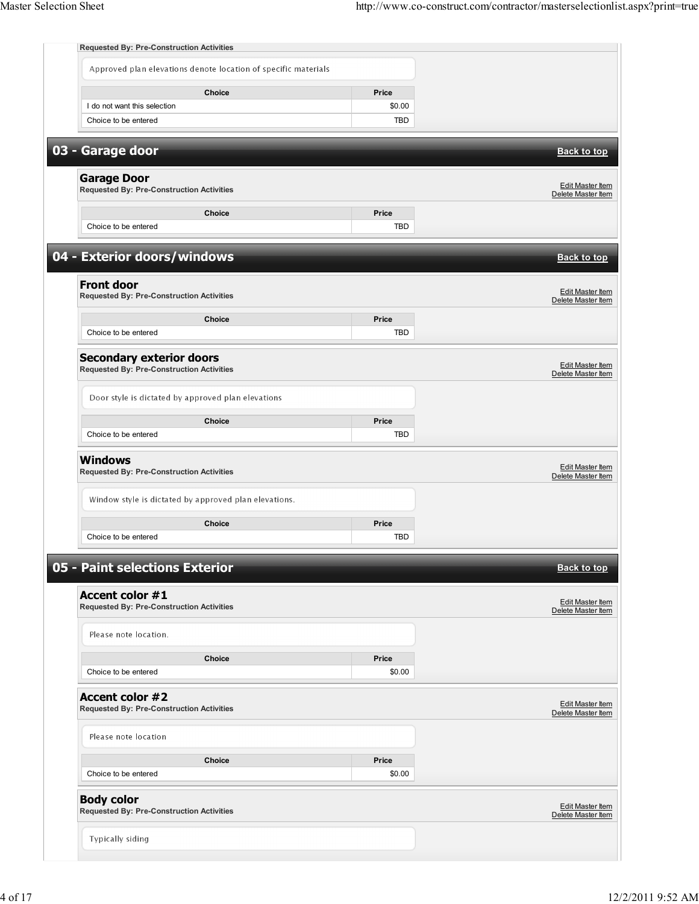**Requested By: Pre-Construction Activities**

Approved plan elevations denote location of specific materials

| Choice | Price |
|---|---|
| I do not want this selection | $0.00 |
| Choice to be entered | TBD |

## 03 - Garage door

Back to top

### Garage Door

**Requested By: Pre-Construction Activities**

Edit Master Item
Delete Master Item

| Choice | Price |
|---|---|
| Choice to be entered | TBD |

## 04 - Exterior doors/windows

Back to top

### Front door

**Requested By: Pre-Construction Activities**

Edit Master Item
Delete Master Item

| Choice | Price |
|---|---|
| Choice to be entered | TBD |

### Secondary exterior doors

**Requested By: Pre-Construction Activities**

Edit Master Item
Delete Master Item

Door style is dictated by approved plan elevations

| Choice | Price |
|---|---|
| Choice to be entered | TBD |

### Windows

**Requested By: Pre-Construction Activities**

Edit Master Item
Delete Master Item

Window style is dictated by approved plan elevations.

| Choice | Price |
|---|---|
| Choice to be entered | TBD |

## 05 - Paint selections Exterior

Back to top

### Accent color #1

**Requested By: Pre-Construction Activities**

Edit Master Item
Delete Master Item

Please note location.

| Choice | Price |
|---|---|
| Choice to be entered | $0.00 |

### Accent color #2

**Requested By: Pre-Construction Activities**

Edit Master Item
Delete Master Item

Please note location

| Choice | Price |
|---|---|
| Choice to be entered | $0.00 |

### Body color

**Requested By: Pre-Construction Activities**

Edit Master Item
Delete Master Item

Typically siding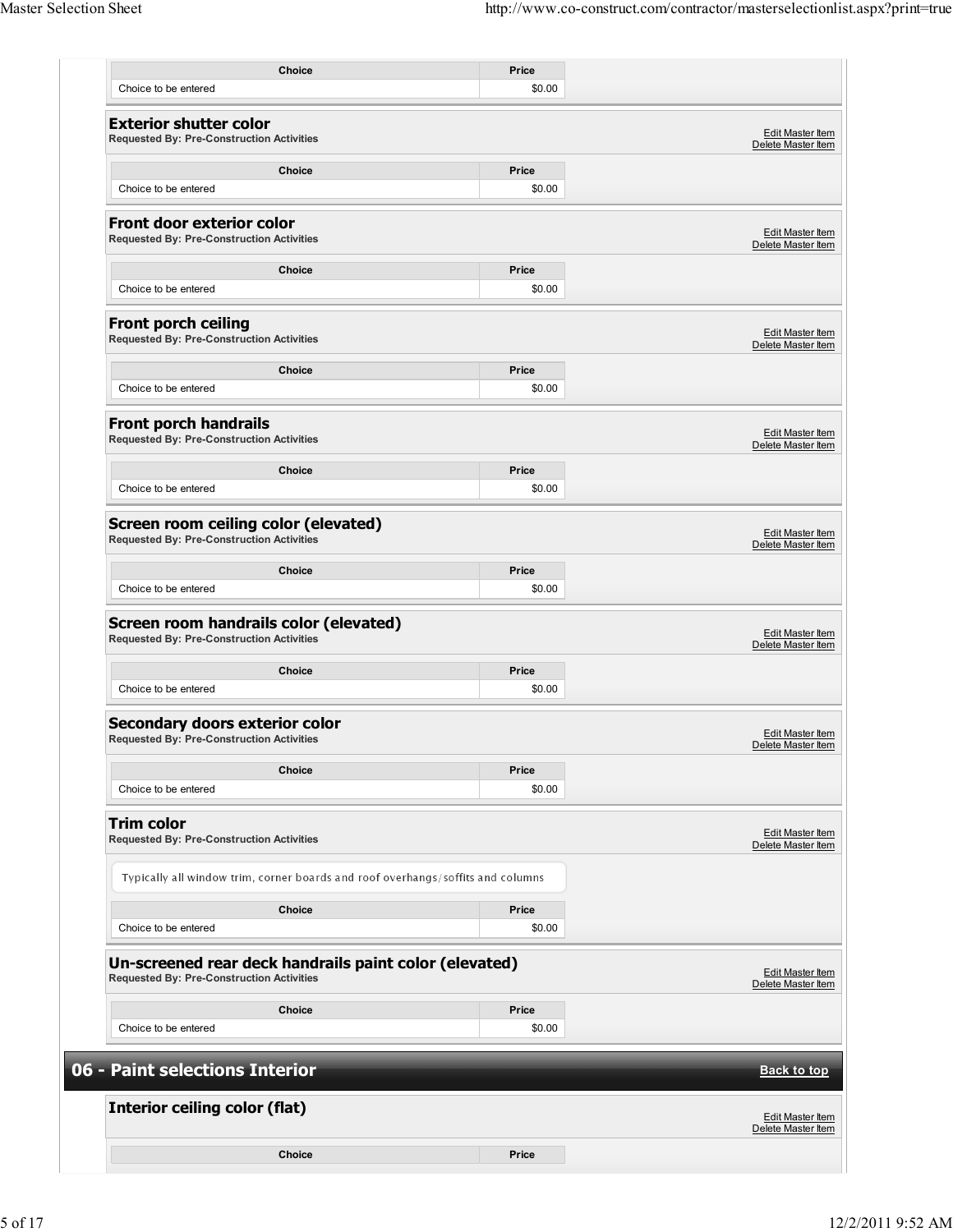| Choice | Price |
| --- | --- |
| Choice to be entered | $0.00 |

### Exterior shutter color

**Requested By: Pre-Construction Activities**

Edit Master Item
Delete Master Item

| Choice | Price |
| --- | --- |
| Choice to be entered | $0.00 |

### Front door exterior color

**Requested By: Pre-Construction Activities**

Edit Master Item
Delete Master Item

| Choice | Price |
| --- | --- |
| Choice to be entered | $0.00 |

### Front porch ceiling

**Requested By: Pre-Construction Activities**

Edit Master Item
Delete Master Item

| Choice | Price |
| --- | --- |
| Choice to be entered | $0.00 |

### Front porch handrails

**Requested By: Pre-Construction Activities**

Edit Master Item
Delete Master Item

| Choice | Price |
| --- | --- |
| Choice to be entered | $0.00 |

### Screen room ceiling color (elevated)

**Requested By: Pre-Construction Activities**

Edit Master Item
Delete Master Item

| Choice | Price |
| --- | --- |
| Choice to be entered | $0.00 |

### Screen room handrails color (elevated)

**Requested By: Pre-Construction Activities**

Edit Master Item
Delete Master Item

| Choice | Price |
| --- | --- |
| Choice to be entered | $0.00 |

### Secondary doors exterior color

**Requested By: Pre-Construction Activities**

Edit Master Item
Delete Master Item

| Choice | Price |
| --- | --- |
| Choice to be entered | $0.00 |

### Trim color

**Requested By: Pre-Construction Activities**

Edit Master Item
Delete Master Item

Typically all window trim, corner boards and roof overhangs/soffits and columns

| Choice | Price |
| --- | --- |
| Choice to be entered | $0.00 |

### Un-screened rear deck handrails paint color (elevated)

**Requested By: Pre-Construction Activities**

Edit Master Item
Delete Master Item

| Choice | Price |
| --- | --- |
| Choice to be entered | $0.00 |

## 06 - Paint selections Interior

Back to top

### Interior ceiling color (flat)

Edit Master Item
Delete Master Item

| Choice | Price |
| --- | --- |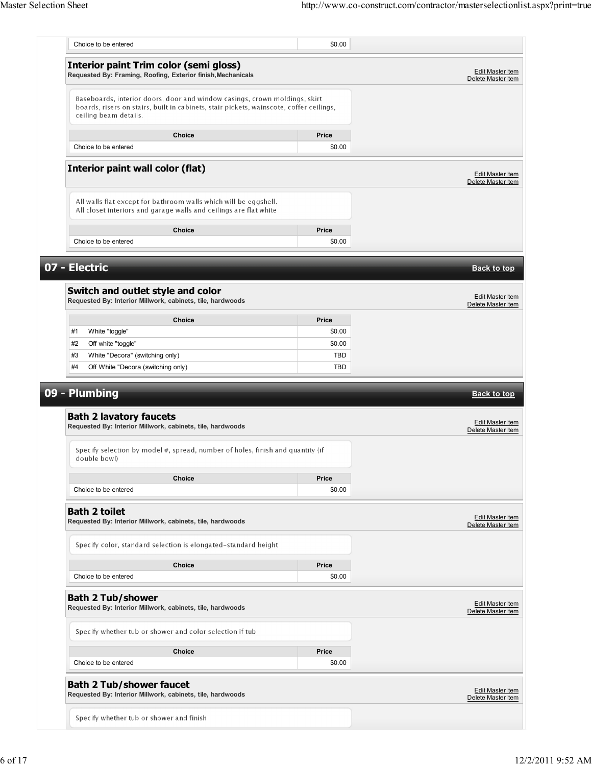| Choice | Price |
| --- | --- |
| Choice to be entered | $0.00 |

### Interior paint Trim color (semi gloss)

**Requested By: Framing, Roofing, Exterior finish,Mechanicals**

Edit Master Item
Delete Master Item

Baseboards, interior doors, door and window casings, crown moldings, skirt boards, risers on stairs, built in cabinets, stair pickets, wainscote, coffer ceilings, ceiling beam details.

| Choice | Price |
| --- | --- |
| Choice to be entered | $0.00 |

### Interior paint wall color (flat)

Edit Master Item
Delete Master Item

All walls flat except for bathroom walls which will be eggshell.
All closet interiors and garage walls and ceilings are flat white

| Choice | Price |
| --- | --- |
| Choice to be entered | $0.00 |

## 07 - Electric

Back to top

### Switch and outlet style and color

**Requested By: Interior Millwork, cabinets, tile, hardwoods**

Edit Master Item
Delete Master Item

| | Choice | Price |
| --- | --- | --- |
| #1 | White "toggle" | $0.00 |
| #2 | Off white "toggle" | $0.00 |
| #3 | White "Decora" (switching only) | TBD |
| #4 | Off White "Decora (switching only) | TBD |

## 09 - Plumbing

Back to top

### Bath 2 lavatory faucets

**Requested By: Interior Millwork, cabinets, tile, hardwoods**

Edit Master Item
Delete Master Item

Specify selection by model #, spread, number of holes, finish and quantity (if double bowl)

| Choice | Price |
| --- | --- |
| Choice to be entered | $0.00 |

### Bath 2 toilet

**Requested By: Interior Millwork, cabinets, tile, hardwoods**

Edit Master Item
Delete Master Item

Specify color, standard selection is elongated-standard height

| Choice | Price |
| --- | --- |
| Choice to be entered | $0.00 |

### Bath 2 Tub/shower

**Requested By: Interior Millwork, cabinets, tile, hardwoods**

Edit Master Item
Delete Master Item

Specify whether tub or shower and color selection if tub

| Choice | Price |
| --- | --- |
| Choice to be entered | $0.00 |

### Bath 2 Tub/shower faucet

**Requested By: Interior Millwork, cabinets, tile, hardwoods**

Edit Master Item
Delete Master Item

Specify whether tub or shower and finish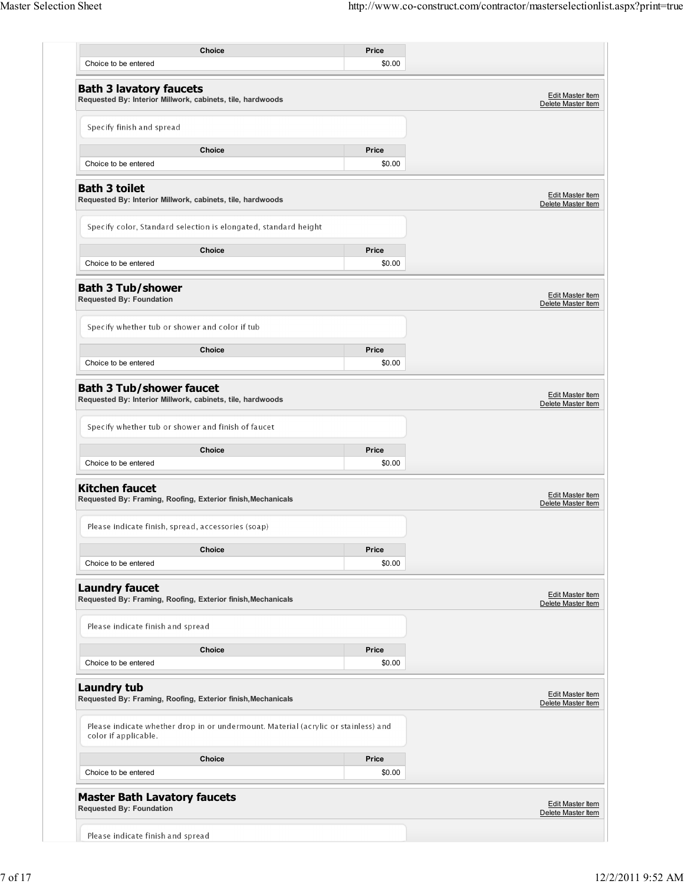| Choice | Price |
| --- | --- |
| Choice to be entered | $0.00 |

## Bath 3 lavatory faucets

**Requested By: Interior Millwork, cabinets, tile, hardwoods**

Edit Master Item
Delete Master Item

Specify finish and spread

| Choice | Price |
| --- | --- |
| Choice to be entered | $0.00 |

## Bath 3 toilet

**Requested By: Interior Millwork, cabinets, tile, hardwoods**

Edit Master Item
Delete Master Item

Specify color, Standard selection is elongated, standard height

| Choice | Price |
| --- | --- |
| Choice to be entered | $0.00 |

## Bath 3 Tub/shower

**Requested By: Foundation**

Edit Master Item
Delete Master Item

Specify whether tub or shower and color if tub

| Choice | Price |
| --- | --- |
| Choice to be entered | $0.00 |

## Bath 3 Tub/shower faucet

**Requested By: Interior Millwork, cabinets, tile, hardwoods**

Edit Master Item
Delete Master Item

Specify whether tub or shower and finish of faucet

| Choice | Price |
| --- | --- |
| Choice to be entered | $0.00 |

## Kitchen faucet

**Requested By: Framing, Roofing, Exterior finish,Mechanicals**

Edit Master Item
Delete Master Item

Please indicate finish, spread, accessories (soap)

| Choice | Price |
| --- | --- |
| Choice to be entered | $0.00 |

## Laundry faucet

**Requested By: Framing, Roofing, Exterior finish,Mechanicals**

Edit Master Item
Delete Master Item

Please indicate finish and spread

| Choice | Price |
| --- | --- |
| Choice to be entered | $0.00 |

## Laundry tub

**Requested By: Framing, Roofing, Exterior finish,Mechanicals**

Edit Master Item
Delete Master Item

Please indicate whether drop in or undermount. Material (acrylic or stainless) and color if applicable.

| Choice | Price |
| --- | --- |
| Choice to be entered | $0.00 |

## Master Bath Lavatory faucets

**Requested By: Foundation**

Edit Master Item
Delete Master Item

Please indicate finish and spread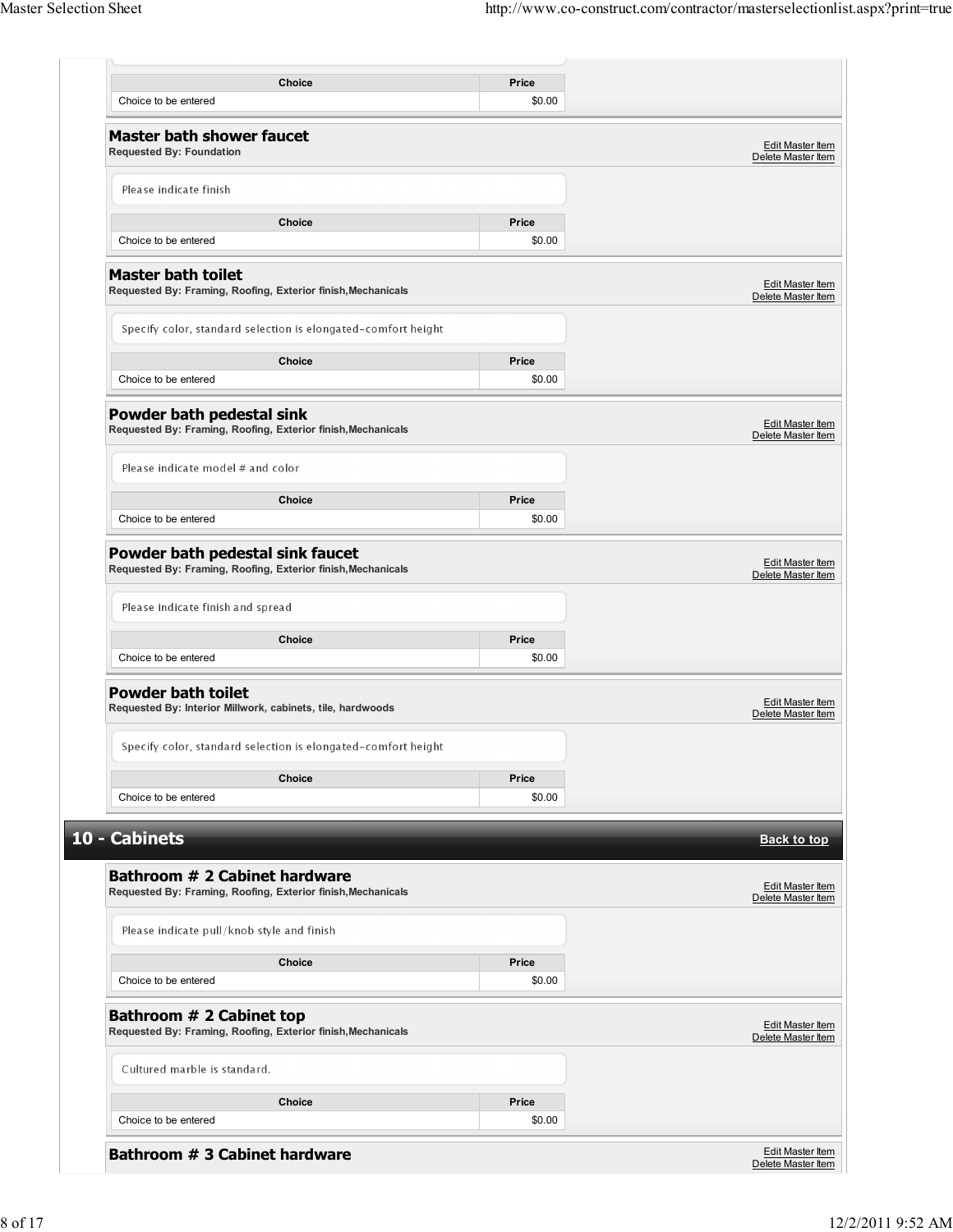| Choice | Price |
| --- | --- |
| Choice to be entered | $0.00 |

### Master bath shower faucet

**Requested By: Foundation**

Edit Master Item
Delete Master Item

Please indicate finish

| Choice | Price |
| --- | --- |
| Choice to be entered | $0.00 |

### Master bath toilet

**Requested By: Framing, Roofing, Exterior finish,Mechanicals**

Edit Master Item
Delete Master Item

Specify color, standard selection is elongated-comfort height

| Choice | Price |
| --- | --- |
| Choice to be entered | $0.00 |

### Powder bath pedestal sink

**Requested By: Framing, Roofing, Exterior finish,Mechanicals**

Edit Master Item
Delete Master Item

Please indicate model # and color

| Choice | Price |
| --- | --- |
| Choice to be entered | $0.00 |

### Powder bath pedestal sink faucet

**Requested By: Framing, Roofing, Exterior finish,Mechanicals**

Edit Master Item
Delete Master Item

Please indicate finish and spread

| Choice | Price |
| --- | --- |
| Choice to be entered | $0.00 |

### Powder bath toilet

**Requested By: Interior Millwork, cabinets, tile, hardwoods**

Edit Master Item
Delete Master Item

Specify color, standard selection is elongated-comfort height

| Choice | Price |
| --- | --- |
| Choice to be entered | $0.00 |

## 10 - Cabinets

Back to top

### Bathroom # 2 Cabinet hardware

**Requested By: Framing, Roofing, Exterior finish,Mechanicals**

Edit Master Item
Delete Master Item

Please indicate pull/knob style and finish

| Choice | Price |
| --- | --- |
| Choice to be entered | $0.00 |

### Bathroom # 2 Cabinet top

**Requested By: Framing, Roofing, Exterior finish,Mechanicals**

Edit Master Item
Delete Master Item

Cultured marble is standard.

| Choice | Price |
| --- | --- |
| Choice to be entered | $0.00 |

### Bathroom # 3 Cabinet hardware

Edit Master Item
Delete Master Item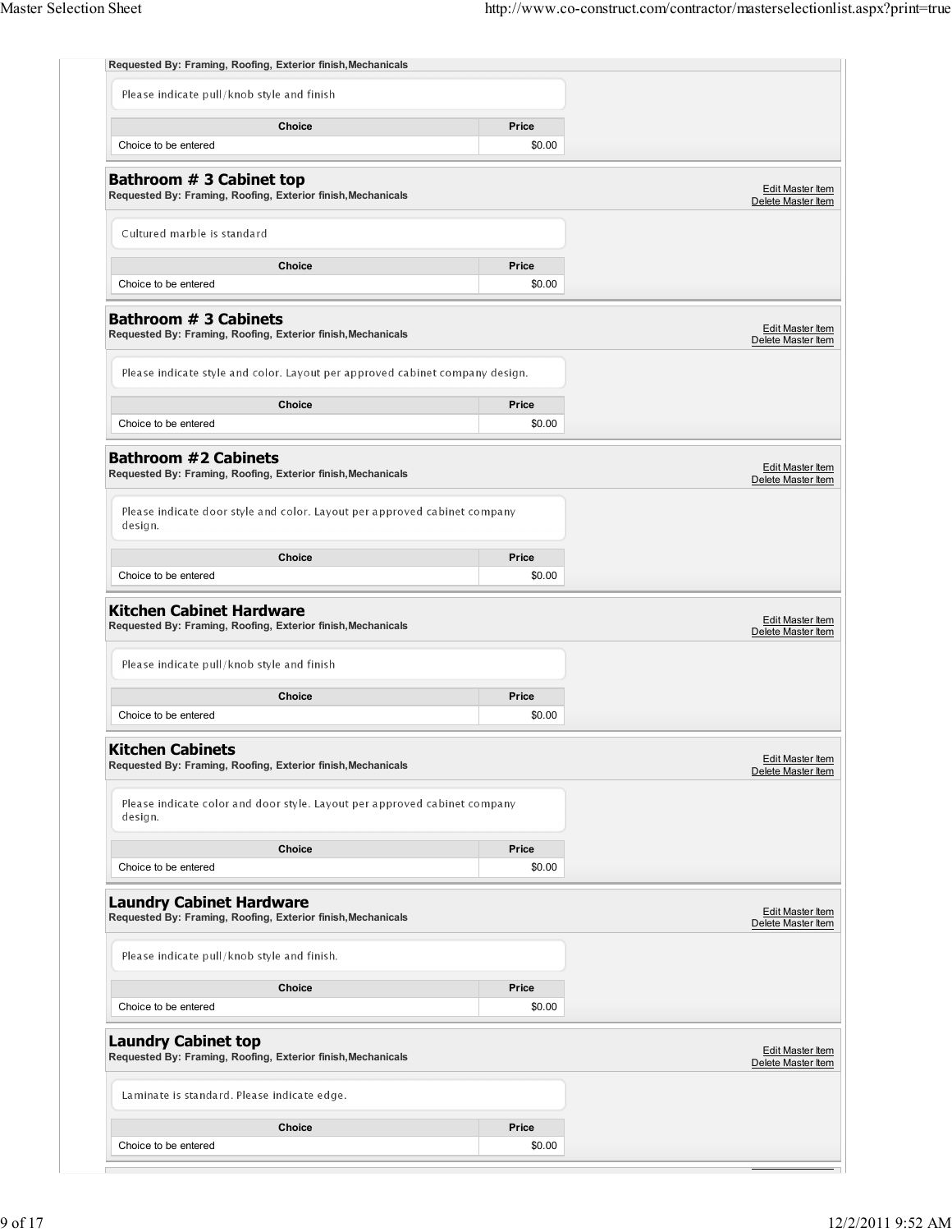Requested By: Framing, Roofing, Exterior finish,Mechanicals

Please indicate pull/knob style and finish

| Choice | Price |
|---|---|
| Choice to be entered | $0.00 |

## Bathroom # 3 Cabinet top

**Requested By: Framing, Roofing, Exterior finish,Mechanicals**

Edit Master Item
Delete Master Item

Cultured marble is standard

| Choice | Price |
|---|---|
| Choice to be entered | $0.00 |

## Bathroom # 3 Cabinets

**Requested By: Framing, Roofing, Exterior finish,Mechanicals**

Edit Master Item
Delete Master Item

Please indicate style and color. Layout per approved cabinet company design.

| Choice | Price |
|---|---|
| Choice to be entered | $0.00 |

## Bathroom #2 Cabinets

**Requested By: Framing, Roofing, Exterior finish,Mechanicals**

Edit Master Item
Delete Master Item

Please indicate door style and color. Layout per approved cabinet company design.

| Choice | Price |
|---|---|
| Choice to be entered | $0.00 |

## Kitchen Cabinet Hardware

**Requested By: Framing, Roofing, Exterior finish,Mechanicals**

Edit Master Item
Delete Master Item

Please indicate pull/knob style and finish

| Choice | Price |
|---|---|
| Choice to be entered | $0.00 |

## Kitchen Cabinets

**Requested By: Framing, Roofing, Exterior finish,Mechanicals**

Edit Master Item
Delete Master Item

Please indicate color and door style. Layout per approved cabinet company design.

| Choice | Price |
|---|---|
| Choice to be entered | $0.00 |

## Laundry Cabinet Hardware

**Requested By: Framing, Roofing, Exterior finish,Mechanicals**

Edit Master Item
Delete Master Item

Please indicate pull/knob style and finish.

| Choice | Price |
|---|---|
| Choice to be entered | $0.00 |

## Laundry Cabinet top

**Requested By: Framing, Roofing, Exterior finish,Mechanicals**

Edit Master Item
Delete Master Item

Laminate is standard. Please indicate edge.

| Choice | Price |
|---|---|
| Choice to be entered | $0.00 |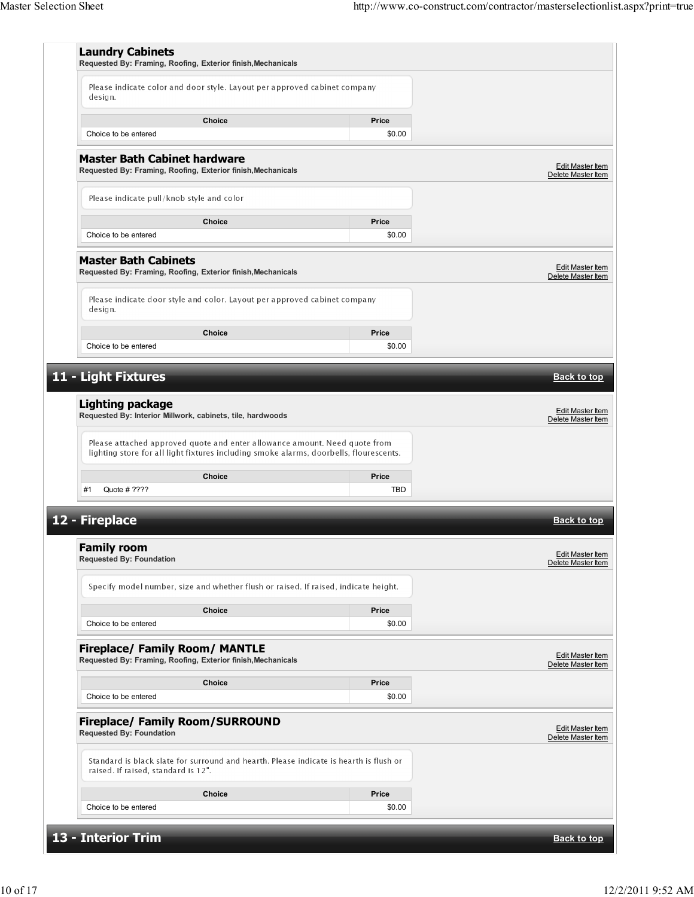### Laundry Cabinets

**Requested By: Framing, Roofing, Exterior finish,Mechanicals**

Please indicate color and door style. Layout per approved cabinet company design.

| Choice | Price |
|---|---|
| Choice to be entered | $0.00 |

### Master Bath Cabinet hardware

**Requested By: Framing, Roofing, Exterior finish,Mechanicals**

Edit Master Item
Delete Master Item

Please indicate pull/knob style and color

| Choice | Price |
|---|---|
| Choice to be entered | $0.00 |

### Master Bath Cabinets

**Requested By: Framing, Roofing, Exterior finish,Mechanicals**

Edit Master Item
Delete Master Item

Please indicate door style and color. Layout per approved cabinet company design.

| Choice | Price |
|---|---|
| Choice to be entered | $0.00 |

## 11 - Light Fixtures

Back to top

### Lighting package

**Requested By: Interior Millwork, cabinets, tile, hardwoods**

Edit Master Item
Delete Master Item

Please attached approved quote and enter allowance amount. Need quote from lighting store for all light fixtures including smoke alarms, doorbells, flourescents.

| Choice | Price |
|---|---|
| #1 Quote # ???? | TBD |

## 12 - Fireplace

Back to top

### Family room

**Requested By: Foundation**

Edit Master Item
Delete Master Item

Specify model number, size and whether flush or raised. If raised, indicate height.

| Choice | Price |
|---|---|
| Choice to be entered | $0.00 |

### Fireplace/ Family Room/ MANTLE

**Requested By: Framing, Roofing, Exterior finish,Mechanicals**

Edit Master Item
Delete Master Item

| Choice | Price |
|---|---|
| Choice to be entered | $0.00 |

### Fireplace/ Family Room/SURROUND

**Requested By: Foundation**

Edit Master Item
Delete Master Item

Standard is black slate for surround and hearth. Please indicate is hearth is flush or raised. If raised, standard is 12".

| Choice | Price |
|---|---|
| Choice to be entered | $0.00 |

## 13 - Interior Trim

Back to top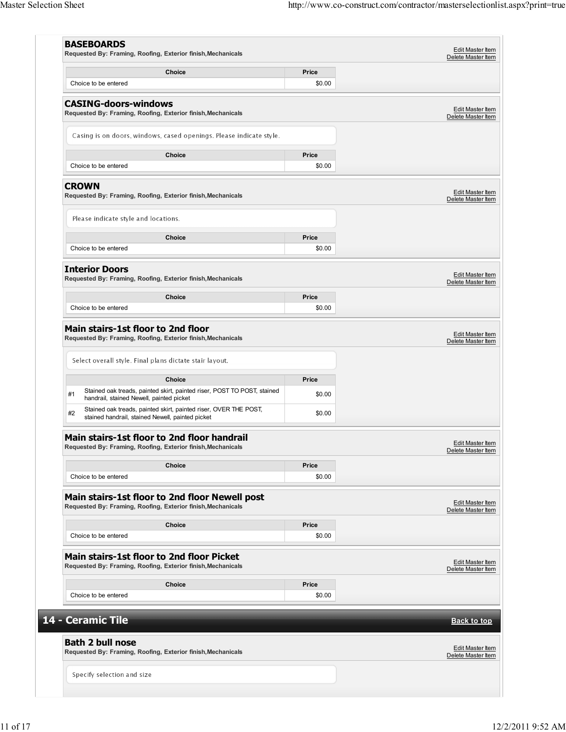### BASEBOARDS

**Requested By: Framing, Roofing, Exterior finish,Mechanicals**

Edit Master Item
Delete Master Item

| Choice | Price |
|---|---|
| Choice to be entered | $0.00 |

### CASING-doors-windows

**Requested By: Framing, Roofing, Exterior finish,Mechanicals**

Edit Master Item
Delete Master Item

Casing is on doors, windows, cased openings. Please indicate style.

| Choice | Price |
|---|---|
| Choice to be entered | $0.00 |

### CROWN

**Requested By: Framing, Roofing, Exterior finish,Mechanicals**

Edit Master Item
Delete Master Item

Please indicate style and locations.

| Choice | Price |
|---|---|
| Choice to be entered | $0.00 |

### Interior Doors

**Requested By: Framing, Roofing, Exterior finish,Mechanicals**

Edit Master Item
Delete Master Item

| Choice | Price |
|---|---|
| Choice to be entered | $0.00 |

### Main stairs-1st floor to 2nd floor

**Requested By: Framing, Roofing, Exterior finish,Mechanicals**

Edit Master Item
Delete Master Item

Select overall style. Final plans dictate stair layout.

| | Choice | Price |
|---|---|---|
| #1 | Stained oak treads, painted skirt, painted riser, POST TO POST, stained handrail, stained Newell, painted picket | $0.00 |
| #2 | Stained oak treads, painted skirt, painted riser, OVER THE POST, stained handrail, stained Newell, painted picket | $0.00 |

### Main stairs-1st floor to 2nd floor handrail

**Requested By: Framing, Roofing, Exterior finish,Mechanicals**

Edit Master Item
Delete Master Item

| Choice | Price |
|---|---|
| Choice to be entered | $0.00 |

### Main stairs-1st floor to 2nd floor Newell post

**Requested By: Framing, Roofing, Exterior finish,Mechanicals**

Edit Master Item
Delete Master Item

| Choice | Price |
|---|---|
| Choice to be entered | $0.00 |

### Main stairs-1st floor to 2nd floor Picket

**Requested By: Framing, Roofing, Exterior finish,Mechanicals**

Edit Master Item
Delete Master Item

| Choice | Price |
|---|---|
| Choice to be entered | $0.00 |

## 14 - Ceramic Tile

Back to top

### Bath 2 bull nose

**Requested By: Framing, Roofing, Exterior finish,Mechanicals**

Edit Master Item
Delete Master Item

Specify selection and size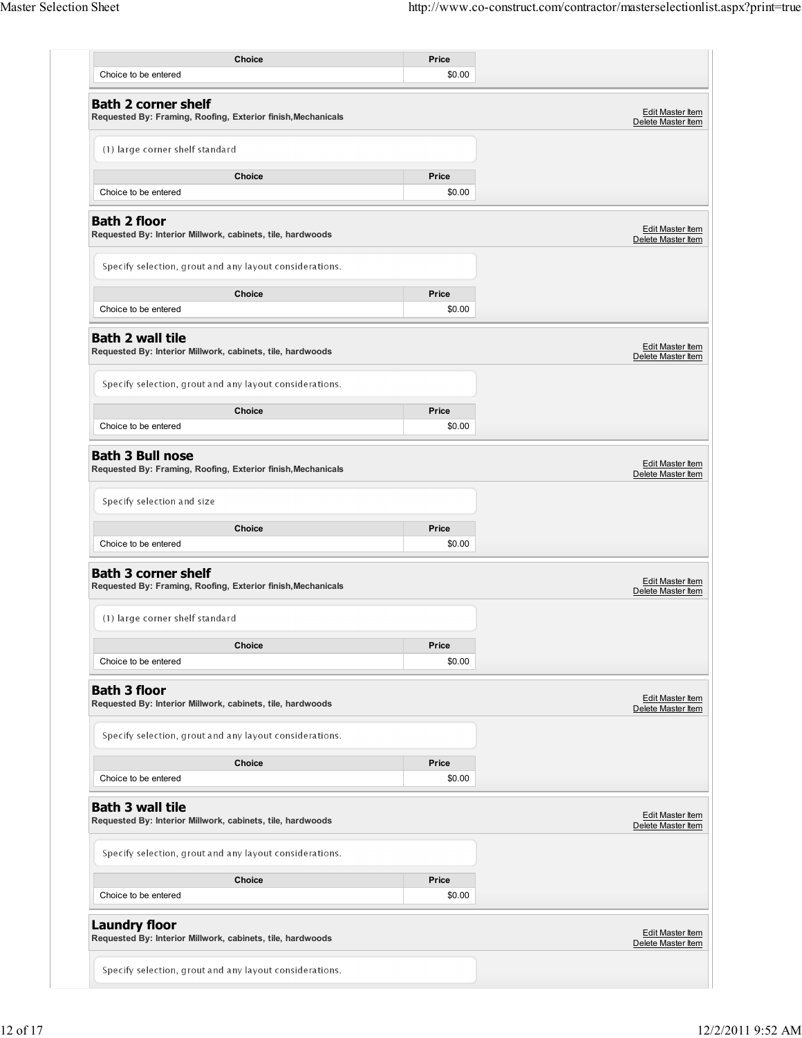| Choice | Price |
|---|---|
| Choice to be entered | $0.00 |

## Bath 2 corner shelf

**Requested By: Framing, Roofing, Exterior finish,Mechanicals**

Edit Master Item
Delete Master Item

(1) large corner shelf standard

| Choice | Price |
|---|---|
| Choice to be entered | $0.00 |

## Bath 2 floor

**Requested By: Interior Millwork, cabinets, tile, hardwoods**

Edit Master Item
Delete Master Item

Specify selection, grout and any layout considerations.

| Choice | Price |
|---|---|
| Choice to be entered | $0.00 |

## Bath 2 wall tile

**Requested By: Interior Millwork, cabinets, tile, hardwoods**

Edit Master Item
Delete Master Item

Specify selection, grout and any layout considerations.

| Choice | Price |
|---|---|
| Choice to be entered | $0.00 |

## Bath 3 Bull nose

**Requested By: Framing, Roofing, Exterior finish,Mechanicals**

Edit Master Item
Delete Master Item

Specify selection and size

| Choice | Price |
|---|---|
| Choice to be entered | $0.00 |

## Bath 3 corner shelf

**Requested By: Framing, Roofing, Exterior finish,Mechanicals**

Edit Master Item
Delete Master Item

(1) large corner shelf standard

| Choice | Price |
|---|---|
| Choice to be entered | $0.00 |

## Bath 3 floor

**Requested By: Interior Millwork, cabinets, tile, hardwoods**

Edit Master Item
Delete Master Item

Specify selection, grout and any layout considerations.

| Choice | Price |
|---|---|
| Choice to be entered | $0.00 |

## Bath 3 wall tile

**Requested By: Interior Millwork, cabinets, tile, hardwoods**

Edit Master Item
Delete Master Item

Specify selection, grout and any layout considerations.

| Choice | Price |
|---|---|
| Choice to be entered | $0.00 |

## Laundry floor

**Requested By: Interior Millwork, cabinets, tile, hardwoods**

Edit Master Item
Delete Master Item

Specify selection, grout and any layout considerations.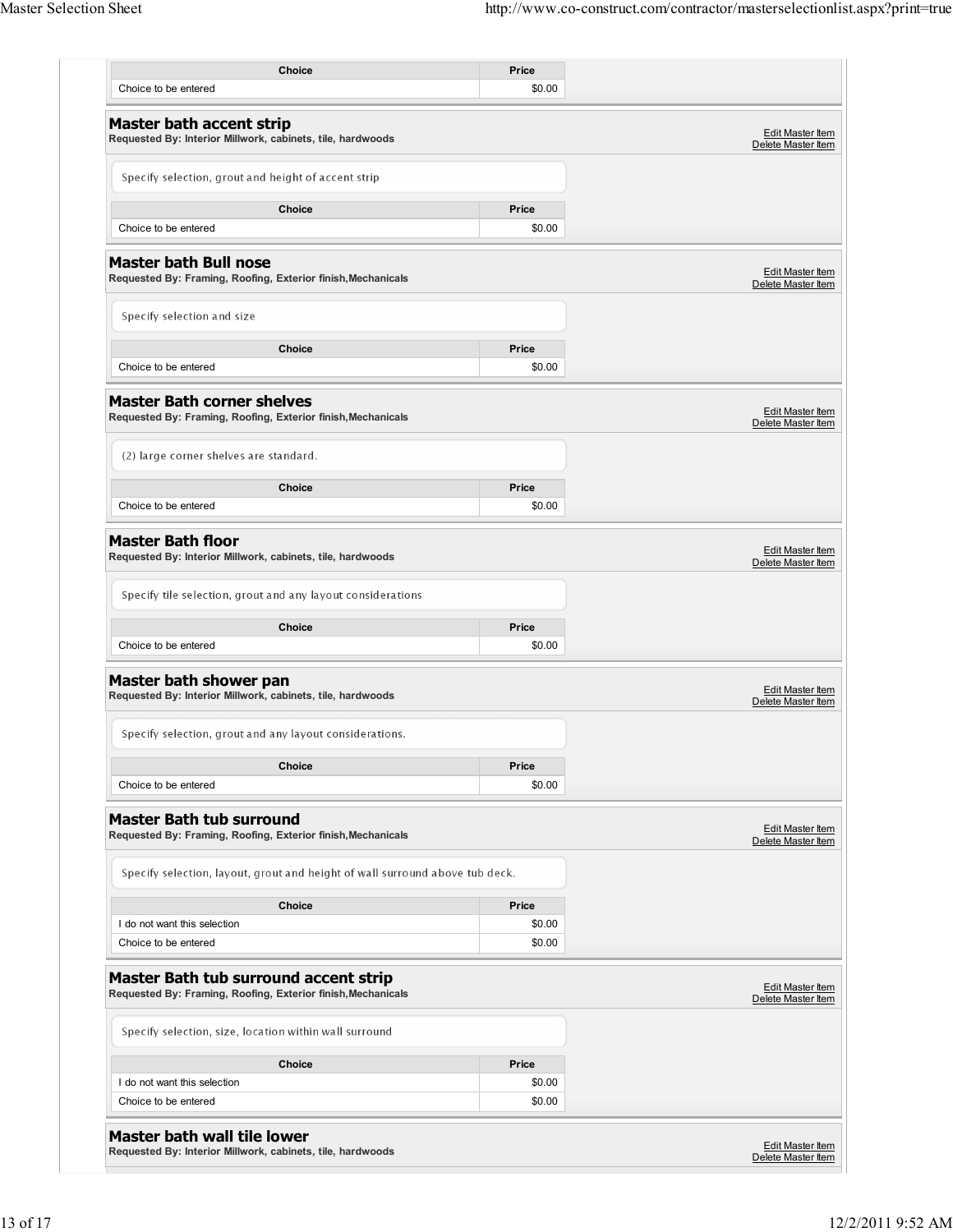| Choice | Price |
| --- | --- |
| Choice to be entered | $0.00 |

## Master bath accent strip

**Requested By: Interior Millwork, cabinets, tile, hardwoods**

Edit Master Item
Delete Master Item

Specify selection, grout and height of accent strip

| Choice | Price |
| --- | --- |
| Choice to be entered | $0.00 |

## Master bath Bull nose

**Requested By: Framing, Roofing, Exterior finish,Mechanicals**

Edit Master Item
Delete Master Item

Specify selection and size

| Choice | Price |
| --- | --- |
| Choice to be entered | $0.00 |

## Master Bath corner shelves

**Requested By: Framing, Roofing, Exterior finish,Mechanicals**

Edit Master Item
Delete Master Item

(2) large corner shelves are standard.

| Choice | Price |
| --- | --- |
| Choice to be entered | $0.00 |

## Master Bath floor

**Requested By: Interior Millwork, cabinets, tile, hardwoods**

Edit Master Item
Delete Master Item

Specify tile selection, grout and any layout considerations

| Choice | Price |
| --- | --- |
| Choice to be entered | $0.00 |

## Master bath shower pan

**Requested By: Interior Millwork, cabinets, tile, hardwoods**

Edit Master Item
Delete Master Item

Specify selection, grout and any layout considerations.

| Choice | Price |
| --- | --- |
| Choice to be entered | $0.00 |

## Master Bath tub surround

**Requested By: Framing, Roofing, Exterior finish,Mechanicals**

Edit Master Item
Delete Master Item

Specify selection, layout, grout and height of wall surround above tub deck.

| Choice | Price |
| --- | --- |
| I do not want this selection | $0.00 |
| Choice to be entered | $0.00 |

## Master Bath tub surround accent strip

**Requested By: Framing, Roofing, Exterior finish,Mechanicals**

Edit Master Item
Delete Master Item

Specify selection, size, location within wall surround

| Choice | Price |
| --- | --- |
| I do not want this selection | $0.00 |
| Choice to be entered | $0.00 |

## Master bath wall tile lower

**Requested By: Interior Millwork, cabinets, tile, hardwoods**

Edit Master Item
Delete Master Item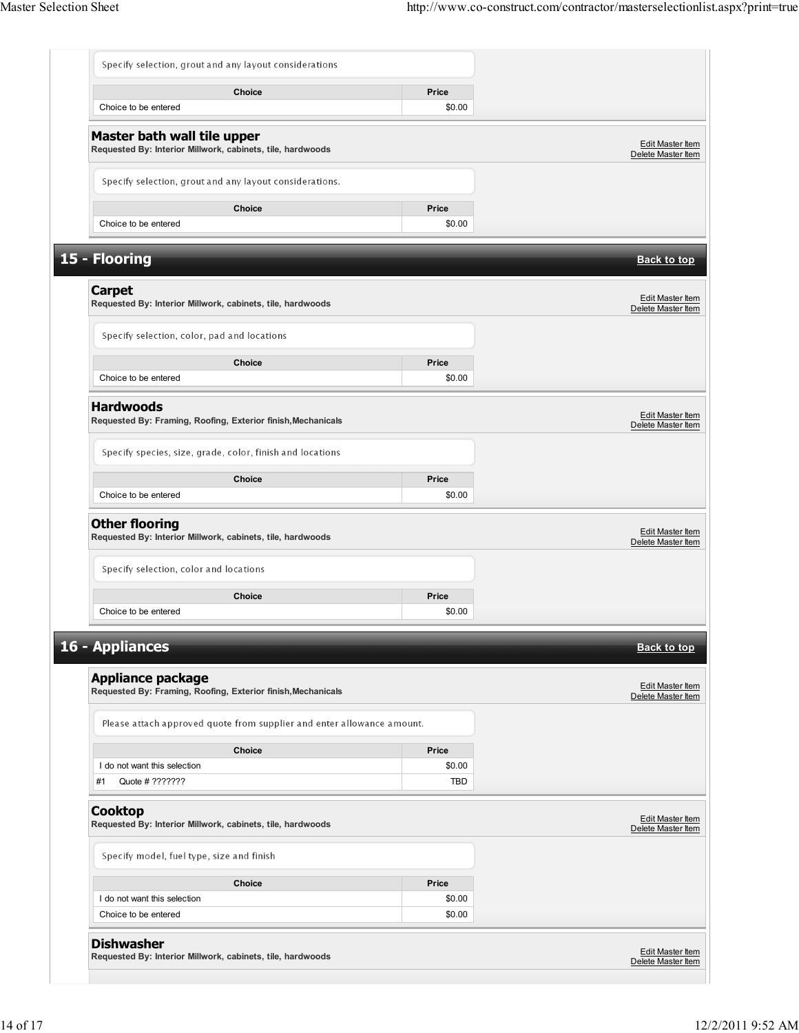Specify selection, grout and any layout considerations

| Choice | Price |
| --- | --- |
| Choice to be entered | $0.00 |

### Master bath wall tile upper

**Requested By: Interior Millwork, cabinets, tile, hardwoods**

Edit Master Item
Delete Master Item

Specify selection, grout and any layout considerations.

| Choice | Price |
| --- | --- |
| Choice to be entered | $0.00 |

## 15 - Flooring

Back to top

### Carpet

**Requested By: Interior Millwork, cabinets, tile, hardwoods**

Edit Master Item
Delete Master Item

Specify selection, color, pad and locations

| Choice | Price |
| --- | --- |
| Choice to be entered | $0.00 |

### Hardwoods

**Requested By: Framing, Roofing, Exterior finish,Mechanicals**

Edit Master Item
Delete Master Item

Specify species, size, grade, color, finish and locations

| Choice | Price |
| --- | --- |
| Choice to be entered | $0.00 |

### Other flooring

**Requested By: Interior Millwork, cabinets, tile, hardwoods**

Edit Master Item
Delete Master Item

Specify selection, color and locations

| Choice | Price |
| --- | --- |
| Choice to be entered | $0.00 |

## 16 - Appliances

Back to top

### Appliance package

**Requested By: Framing, Roofing, Exterior finish,Mechanicals**

Edit Master Item
Delete Master Item

Please attach approved quote from supplier and enter allowance amount.

| Choice | Price |
| --- | --- |
| I do not want this selection | $0.00 |
| #1 Quote # ??????? | TBD |

### Cooktop

**Requested By: Interior Millwork, cabinets, tile, hardwoods**

Edit Master Item
Delete Master Item

Specify model, fuel type, size and finish

| Choice | Price |
| --- | --- |
| I do not want this selection | $0.00 |
| Choice to be entered | $0.00 |

### Dishwasher

**Requested By: Interior Millwork, cabinets, tile, hardwoods**

Edit Master Item
Delete Master Item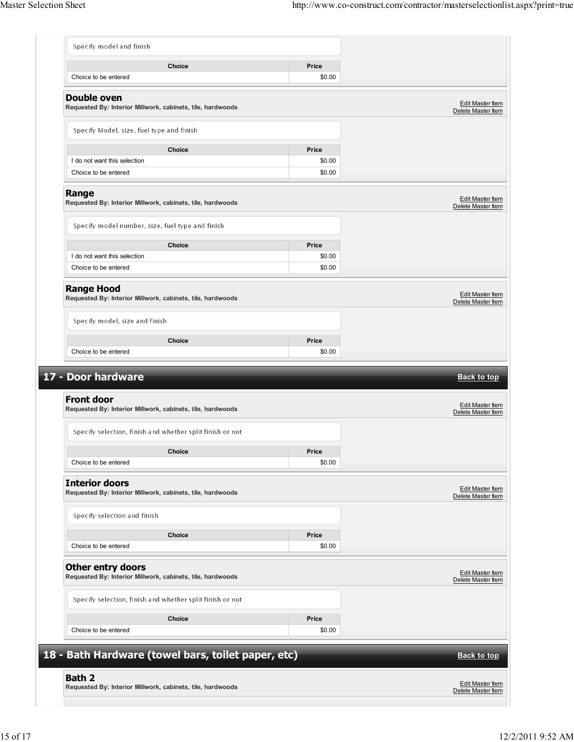Specify model and finish

| Choice | Price |
| --- | --- |
| Choice to be entered | $0.00 |

### Double oven

**Requested By: Interior Millwork, cabinets, tile, hardwoods**

Edit Master Item
Delete Master Item

Specify Model, size, fuel type and finish

| Choice | Price |
| --- | --- |
| I do not want this selection | $0.00 |
| Choice to be entered | $0.00 |

### Range

**Requested By: Interior Millwork, cabinets, tile, hardwoods**

Edit Master Item
Delete Master Item

Specify model number, size, fuel type and finish

| Choice | Price |
| --- | --- |
| I do not want this selection | $0.00 |
| Choice to be entered | $0.00 |

### Range Hood

**Requested By: Interior Millwork, cabinets, tile, hardwoods**

Edit Master Item
Delete Master Item

Specify model, size and finish

| Choice | Price |
| --- | --- |
| Choice to be entered | $0.00 |

## 17 - Door hardware

Back to top

### Front door

**Requested By: Interior Millwork, cabinets, tile, hardwoods**

Edit Master Item
Delete Master Item

Specify selection, finish and whether split finish or not

| Choice | Price |
| --- | --- |
| Choice to be entered | $0.00 |

### Interior doors

**Requested By: Interior Millwork, cabinets, tile, hardwoods**

Edit Master Item
Delete Master Item

Specify selection and finish

| Choice | Price |
| --- | --- |
| Choice to be entered | $0.00 |

### Other entry doors

**Requested By: Interior Millwork, cabinets, tile, hardwoods**

Edit Master Item
Delete Master Item

Specify selection, finish and whether split finish or not

| Choice | Price |
| --- | --- |
| Choice to be entered | $0.00 |

## 18 - Bath Hardware (towel bars, toilet paper, etc)

Back to top

### Bath 2

**Requested By: Interior Millwork, cabinets, tile, hardwoods**

Edit Master Item
Delete Master Item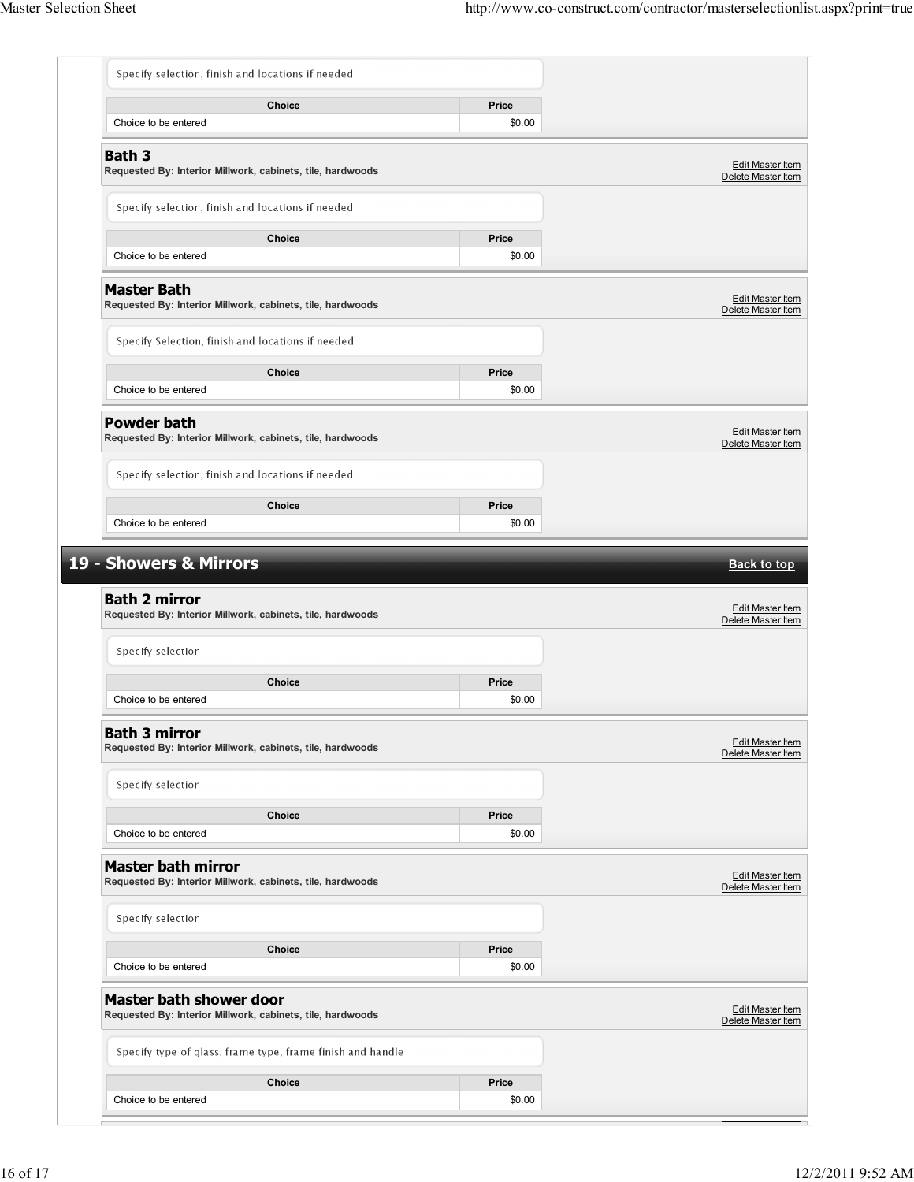Specify selection, finish and locations if needed

| Choice | Price |
|---|---|
| Choice to be entered | $0.00 |

### Bath 3

**Requested By: Interior Millwork, cabinets, tile, hardwoods**

Edit Master Item
Delete Master Item

Specify selection, finish and locations if needed

| Choice | Price |
|---|---|
| Choice to be entered | $0.00 |

### Master Bath

**Requested By: Interior Millwork, cabinets, tile, hardwoods**

Edit Master Item
Delete Master Item

Specify Selection, finish and locations if needed

| Choice | Price |
|---|---|
| Choice to be entered | $0.00 |

### Powder bath

**Requested By: Interior Millwork, cabinets, tile, hardwoods**

Edit Master Item
Delete Master Item

Specify selection, finish and locations if needed

| Choice | Price |
|---|---|
| Choice to be entered | $0.00 |

## 19 - Showers & Mirrors

Back to top

### Bath 2 mirror

**Requested By: Interior Millwork, cabinets, tile, hardwoods**

Edit Master Item
Delete Master Item

Specify selection

| Choice | Price |
|---|---|
| Choice to be entered | $0.00 |

### Bath 3 mirror

**Requested By: Interior Millwork, cabinets, tile, hardwoods**

Edit Master Item
Delete Master Item

Specify selection

| Choice | Price |
|---|---|
| Choice to be entered | $0.00 |

### Master bath mirror

**Requested By: Interior Millwork, cabinets, tile, hardwoods**

Edit Master Item
Delete Master Item

Specify selection

| Choice | Price |
|---|---|
| Choice to be entered | $0.00 |

### Master bath shower door

**Requested By: Interior Millwork, cabinets, tile, hardwoods**

Edit Master Item
Delete Master Item

Specify type of glass, frame type, frame finish and handle

| Choice | Price |
|---|---|
| Choice to be entered | $0.00 |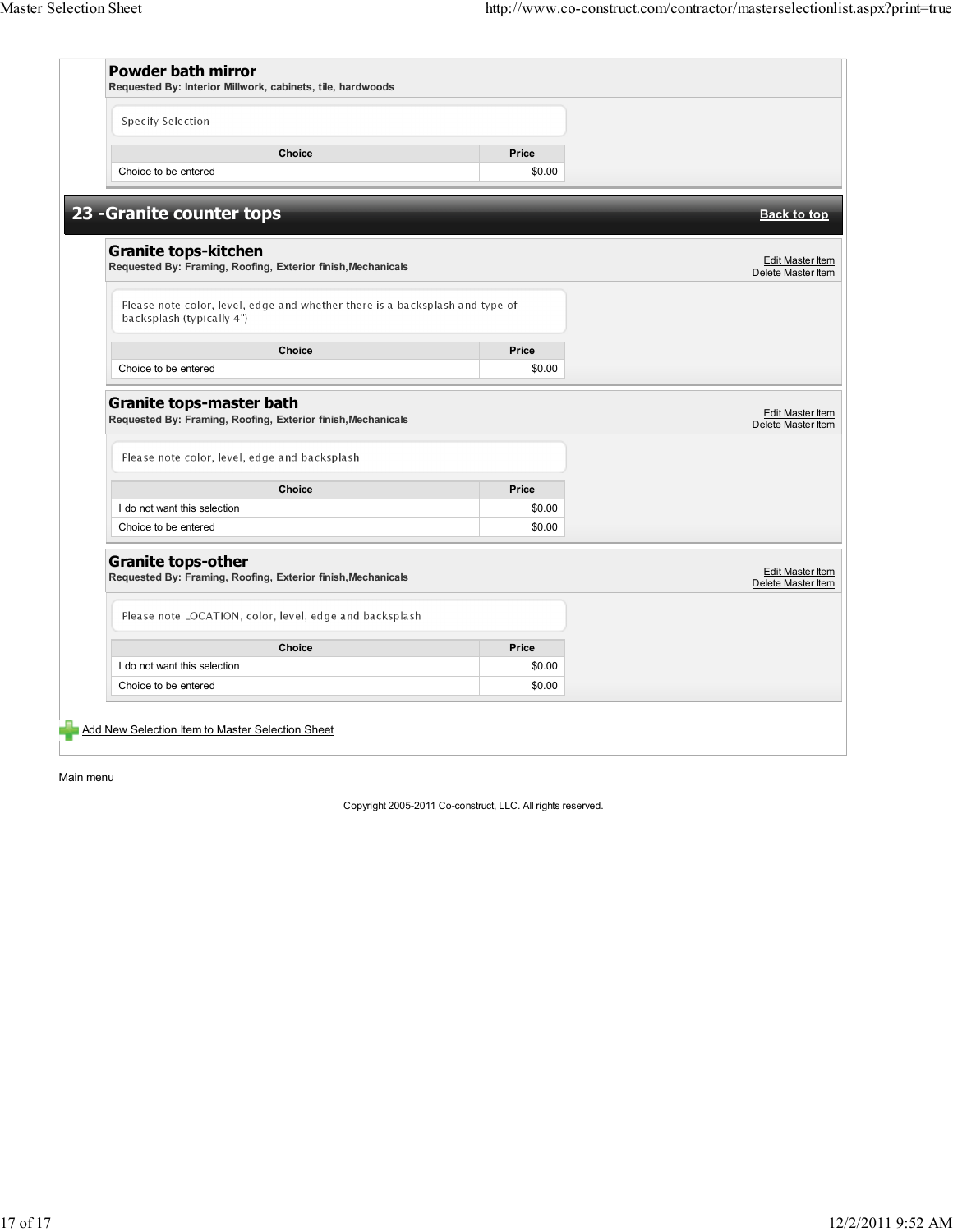### Powder bath mirror

**Requested By: Interior Millwork, cabinets, tile, hardwoods**

Specify Selection

| Choice | Price |
|---|---|
| Choice to be entered | $0.00 |

## 23 -Granite counter tops

Back to top

### Granite tops-kitchen

**Requested By: Framing, Roofing, Exterior finish,Mechanicals**

Edit Master Item
Delete Master Item

Please note color, level, edge and whether there is a backsplash and type of backsplash (typically 4")

| Choice | Price |
|---|---|
| Choice to be entered | $0.00 |

### Granite tops-master bath

**Requested By: Framing, Roofing, Exterior finish,Mechanicals**

Edit Master Item
Delete Master Item

Please note color, level, edge and backsplash

| Choice | Price |
|---|---|
| I do not want this selection | $0.00 |
| Choice to be entered | $0.00 |

### Granite tops-other

**Requested By: Framing, Roofing, Exterior finish,Mechanicals**

Edit Master Item
Delete Master Item

Please note LOCATION, color, level, edge and backsplash

| Choice | Price |
|---|---|
| I do not want this selection | $0.00 |
| Choice to be entered | $0.00 |

Add New Selection Item to Master Selection Sheet

Main menu

Copyright 2005-2011 Co-construct, LLC. All rights reserved.